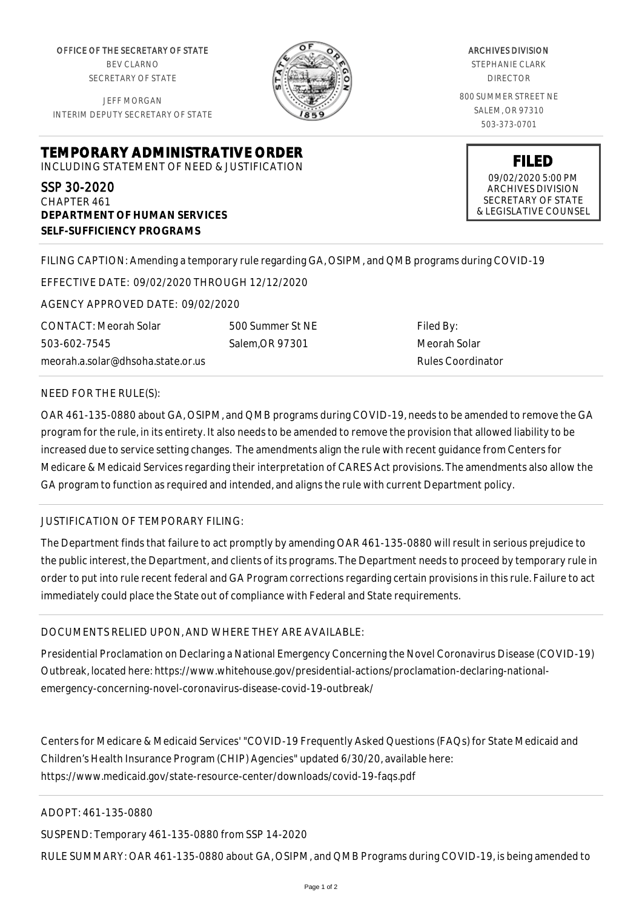OFFICE OF THE SECRETARY OF STATE
BEV CLARNO
SECRETARY OF STATE

JEFF MORGAN
INTERIM DEPUTY SECRETARY OF STATE

ARCHIVES DIVISION
STEPHANIE CLARK
DIRECTOR

800 SUMMER STREET NE
SALEM, OR 97310
503-373-0701

# TEMPORARY ADMINISTRATIVE ORDER

INCLUDING STATEMENT OF NEED & JUSTIFICATION

**FILED**
09/02/2020 5:00 PM
ARCHIVES DIVISION
SECRETARY OF STATE
& LEGISLATIVE COUNSEL

SSP 30-2020
CHAPTER 461
**DEPARTMENT OF HUMAN SERVICES**
**SELF-SUFFICIENCY PROGRAMS**

FILING CAPTION: Amending a temporary rule regarding GA, OSIPM, and QMB programs during COVID-19

EFFECTIVE DATE: 09/02/2020 THROUGH 12/12/2020

AGENCY APPROVED DATE: 09/02/2020

CONTACT: Meorah Solar
503-602-7545
meorah.a.solar@dhsoha.state.or.us

500 Summer St NE
Salem,OR 97301

Filed By:
Meorah Solar
Rules Coordinator

NEED FOR THE RULE(S):

OAR 461-135-0880 about GA, OSIPM, and QMB programs during COVID-19, needs to be amended to remove the GA program for the rule, in its entirety. It also needs to be amended to remove the provision that allowed liability to be increased due to service setting changes. The amendments align the rule with recent guidance from Centers for Medicare & Medicaid Services regarding their interpretation of CARES Act provisions. The amendments also allow the GA program to function as required and intended, and aligns the rule with current Department policy.

JUSTIFICATION OF TEMPORARY FILING:

The Department finds that failure to act promptly by amending OAR 461-135-0880 will result in serious prejudice to the public interest, the Department, and clients of its programs. The Department needs to proceed by temporary rule in order to put into rule recent federal and GA Program corrections regarding certain provisions in this rule. Failure to act immediately could place the State out of compliance with Federal and State requirements.

DOCUMENTS RELIED UPON, AND WHERE THEY ARE AVAILABLE:

Presidential Proclamation on Declaring a National Emergency Concerning the Novel Coronavirus Disease (COVID-19) Outbreak, located here: https://www.whitehouse.gov/presidential-actions/proclamation-declaring-national-emergency-concerning-novel-coronavirus-disease-covid-19-outbreak/

Centers for Medicare & Medicaid Services' "COVID-19 Frequently Asked Questions (FAQs) for State Medicaid and Children's Health Insurance Program (CHIP) Agencies" updated 6/30/20, available here: https://www.medicaid.gov/state-resource-center/downloads/covid-19-faqs.pdf

ADOPT: 461-135-0880

SUSPEND: Temporary 461-135-0880 from SSP 14-2020

RULE SUMMARY: OAR 461-135-0880 about GA, OSIPM, and QMB Programs during COVID-19, is being amended to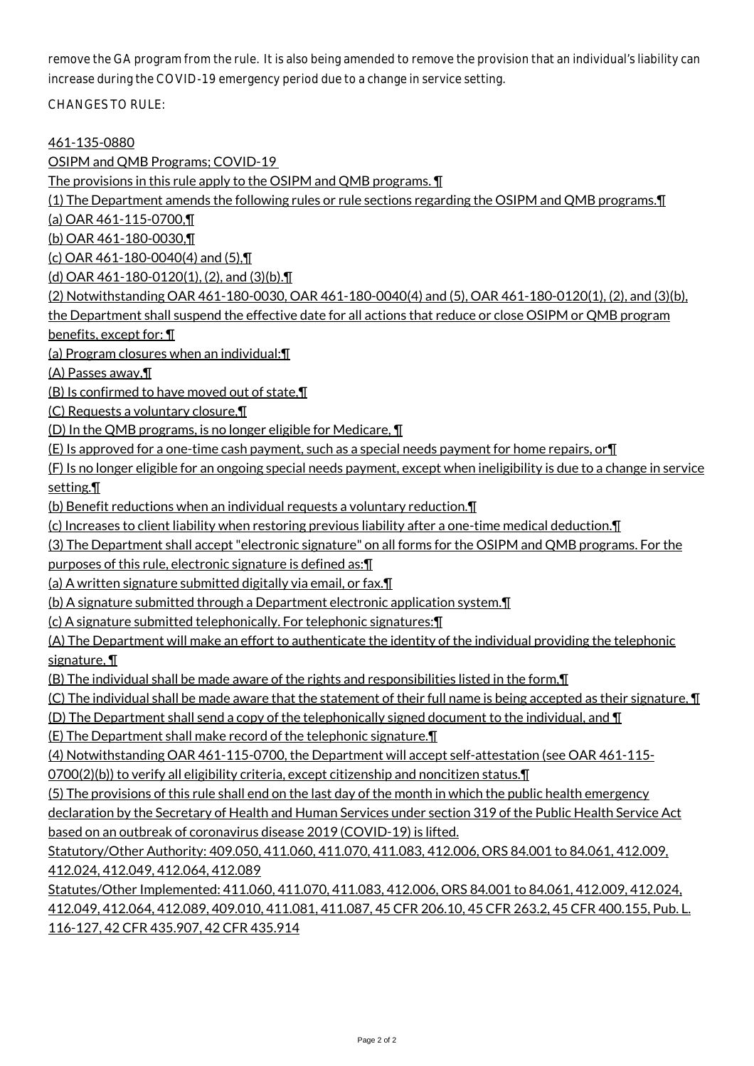remove the GA program from the rule. It is also being amended to remove the provision that an individual's liability can increase during the COVID-19 emergency period due to a change in service setting.

CHANGES TO RULE:

461-135-0880

OSIPM and QMB Programs; COVID-19

The provisions in this rule apply to the OSIPM and QMB programs. ¶

(1) The Department amends the following rules or rule sections regarding the OSIPM and QMB programs.¶

(a) OAR 461-115-0700,¶

(b) OAR 461-180-0030,¶

(c) OAR 461-180-0040(4) and (5),¶

(d) OAR 461-180-0120(1), (2), and (3)(b).¶

(2) Notwithstanding OAR 461-180-0030, OAR 461-180-0040(4) and (5), OAR 461-180-0120(1), (2), and (3)(b), the Department shall suspend the effective date for all actions that reduce or close OSIPM or QMB program benefits, except for: ¶

(a) Program closures when an individual:¶

(A) Passes away,¶

(B) Is confirmed to have moved out of state,¶

(C) Requests a voluntary closure,¶

(D) In the QMB programs, is no longer eligible for Medicare, ¶

(E) Is approved for a one-time cash payment, such as a special needs payment for home repairs, or¶

(F) Is no longer eligible for an ongoing special needs payment, except when ineligibility is due to a change in service setting.¶

(b) Benefit reductions when an individual requests a voluntary reduction.¶

(c) Increases to client liability when restoring previous liability after a one-time medical deduction.¶

(3) The Department shall accept "electronic signature" on all forms for the OSIPM and QMB programs. For the purposes of this rule, electronic signature is defined as:¶

(a) A written signature submitted digitally via email, or fax.¶

(b) A signature submitted through a Department electronic application system.¶

(c) A signature submitted telephonically. For telephonic signatures:¶

(A) The Department will make an effort to authenticate the identity of the individual providing the telephonic signature, ¶

(B) The individual shall be made aware of the rights and responsibilities listed in the form,¶

(C) The individual shall be made aware that the statement of their full name is being accepted as their signature, ¶

(D) The Department shall send a copy of the telephonically signed document to the individual, and ¶

(E) The Department shall make record of the telephonic signature.¶

(4) Notwithstanding OAR 461-115-0700, the Department will accept self-attestation (see OAR 461-115-0700(2)(b)) to verify all eligibility criteria, except citizenship and noncitizen status.¶

(5) The provisions of this rule shall end on the last day of the month in which the public health emergency declaration by the Secretary of Health and Human Services under section 319 of the Public Health Service Act based on an outbreak of coronavirus disease 2019 (COVID-19) is lifted.

Statutory/Other Authority: 409.050, 411.060, 411.070, 411.083, 412.006, ORS 84.001 to 84.061, 412.009, 412.024, 412.049, 412.064, 412.089

Statutes/Other Implemented: 411.060, 411.070, 411.083, 412.006, ORS 84.001 to 84.061, 412.009, 412.024, 412.049, 412.064, 412.089, 409.010, 411.081, 411.087, 45 CFR 206.10, 45 CFR 263.2, 45 CFR 400.155, Pub. L. 116-127, 42 CFR 435.907, 42 CFR 435.914